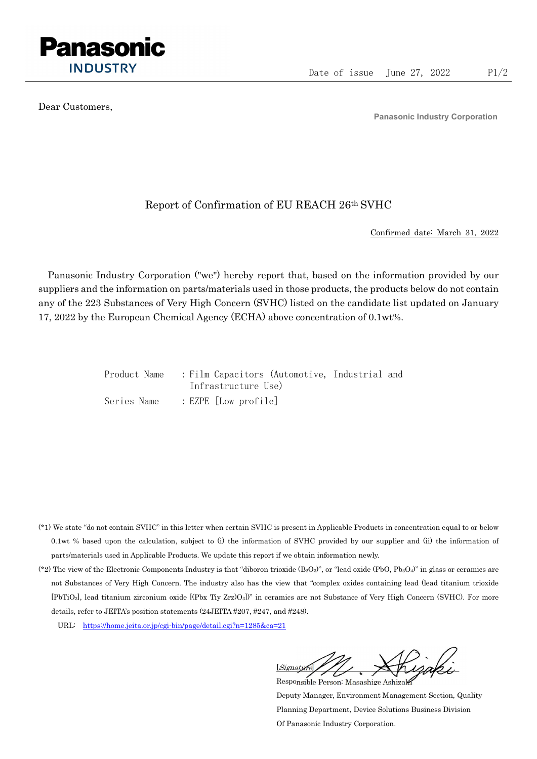Panasonic
INDUSTRY

Date of issue June 27, 2022

Dear Customers,

Panasonic Industry Corporation

# Report of Confirmation of EU REACH 26th SVHC

Confirmed date: March 31, 2022

Panasonic Industry Corporation ("we") hereby report that, based on the information provided by our suppliers and the information on parts/materials used in those products, the products below do not contain any of the 223 Substances of Very High Concern (SVHC) listed on the candidate list updated on January 17, 2022 by the European Chemical Agency (ECHA) above concentration of 0.1wt%.

Product Name : Film Capacitors (Automotive, Industrial and Infrastructure Use)

Series Name : EZPE [Low profile]

(*1) We state "do not contain SVHC" in this letter when certain SVHC is present in Applicable Products in concentration equal to or below 0.1wt % based upon the calculation, subject to (i) the information of SVHC provided by our supplier and (ii) the information of parts/materials used in Applicable Products. We update this report if we obtain information newly.

(*2) The view of the Electronic Components Industry is that "diboron trioxide ($B_2O_3$)", or "lead oxide ($PbO$, $Pb_3O_4$)" in glass or ceramics are not Substances of Very High Concern. The industry also has the view that "complex oxides containing lead (lead titanium trioxide [$PbTiO_3$], lead titanium zirconium oxide [$(Pbx\ Tiy\ Zrz)O_3$])" in ceramics are not Substance of Very High Concern (SVHC). For more details, refer to JEITA's position statements (24JEITA #207, #247, and #248).

URL: https://home.jeita.or.jp/cgi-bin/page/detail.cgi?n=1285&ca=21

[Signature]

Responsible Person: Masashige Ashizaki

Deputy Manager, Environment Management Section, Quality Planning Department, Device Solutions Business Division Of Panasonic Industry Corporation.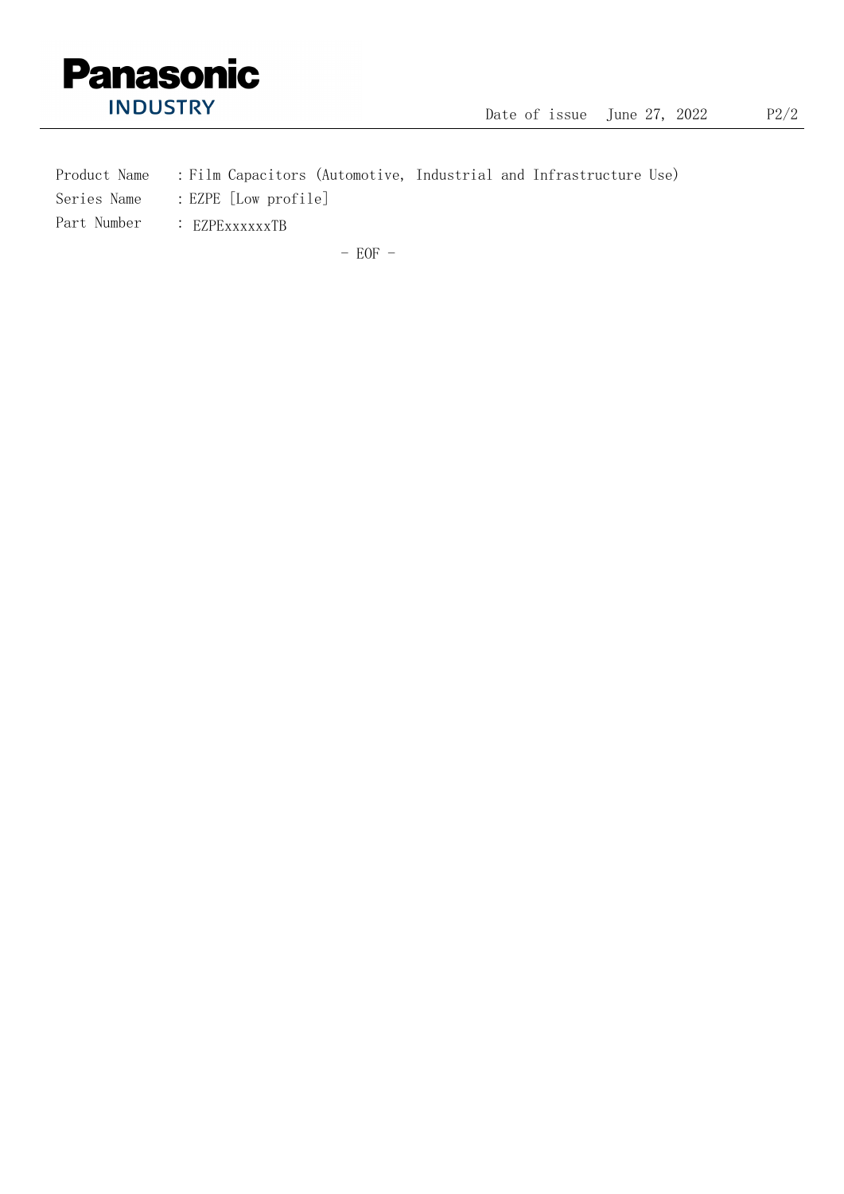Product Name : Film Capacitors (Automotive, Industrial and Infrastructure Use)

Series Name : EZPE [Low profile]

Part Number : EZPExxxxxxTB

- EOF -